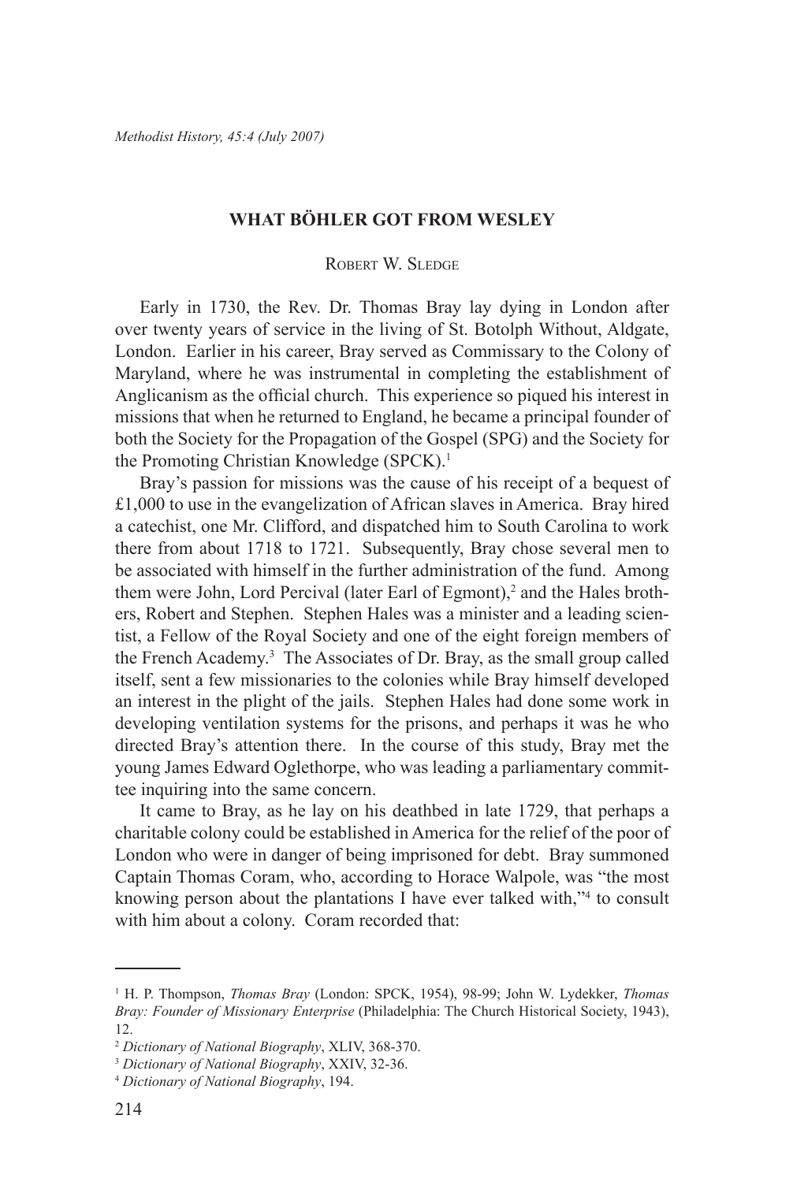# WHAT BÖHLER GOT FROM WESLEY

Robert W. Sledge

Early in 1730, the Rev. Dr. Thomas Bray lay dying in London after over twenty years of service in the living of St. Botolph Without, Aldgate, London. Earlier in his career, Bray served as Commissary to the Colony of Maryland, where he was instrumental in completing the establishment of Anglicanism as the official church. This experience so piqued his interest in missions that when he returned to England, he became a principal founder of both the Society for the Propagation of the Gospel (SPG) and the Society for the Promoting Christian Knowledge (SPCK).[1]

Bray's passion for missions was the cause of his receipt of a bequest of £1,000 to use in the evangelization of African slaves in America. Bray hired a catechist, one Mr. Clifford, and dispatched him to South Carolina to work there from about 1718 to 1721. Subsequently, Bray chose several men to be associated with himself in the further administration of the fund. Among them were John, Lord Percival (later Earl of Egmont),[2] and the Hales brothers, Robert and Stephen. Stephen Hales was a minister and a leading scientist, a Fellow of the Royal Society and one of the eight foreign members of the French Academy.[3] The Associates of Dr. Bray, as the small group called itself, sent a few missionaries to the colonies while Bray himself developed an interest in the plight of the jails. Stephen Hales had done some work in developing ventilation systems for the prisons, and perhaps it was he who directed Bray's attention there. In the course of this study, Bray met the young James Edward Oglethorpe, who was leading a parliamentary committee inquiring into the same concern.

It came to Bray, as he lay on his deathbed in late 1729, that perhaps a charitable colony could be established in America for the relief of the poor of London who were in danger of being imprisoned for debt. Bray summoned Captain Thomas Coram, who, according to Horace Walpole, was "the most knowing person about the plantations I have ever talked with,"[4] to consult with him about a colony. Coram recorded that:

---

[1] H. P. Thompson, *Thomas Bray* (London: SPCK, 1954), 98-99; John W. Lydekker, *Thomas Bray: Founder of Missionary Enterprise* (Philadelphia: The Church Historical Society, 1943), 12.

[2] *Dictionary of National Biography*, XLIV, 368-370.

[3] *Dictionary of National Biography*, XXIV, 32-36.

[4] *Dictionary of National Biography*, 194.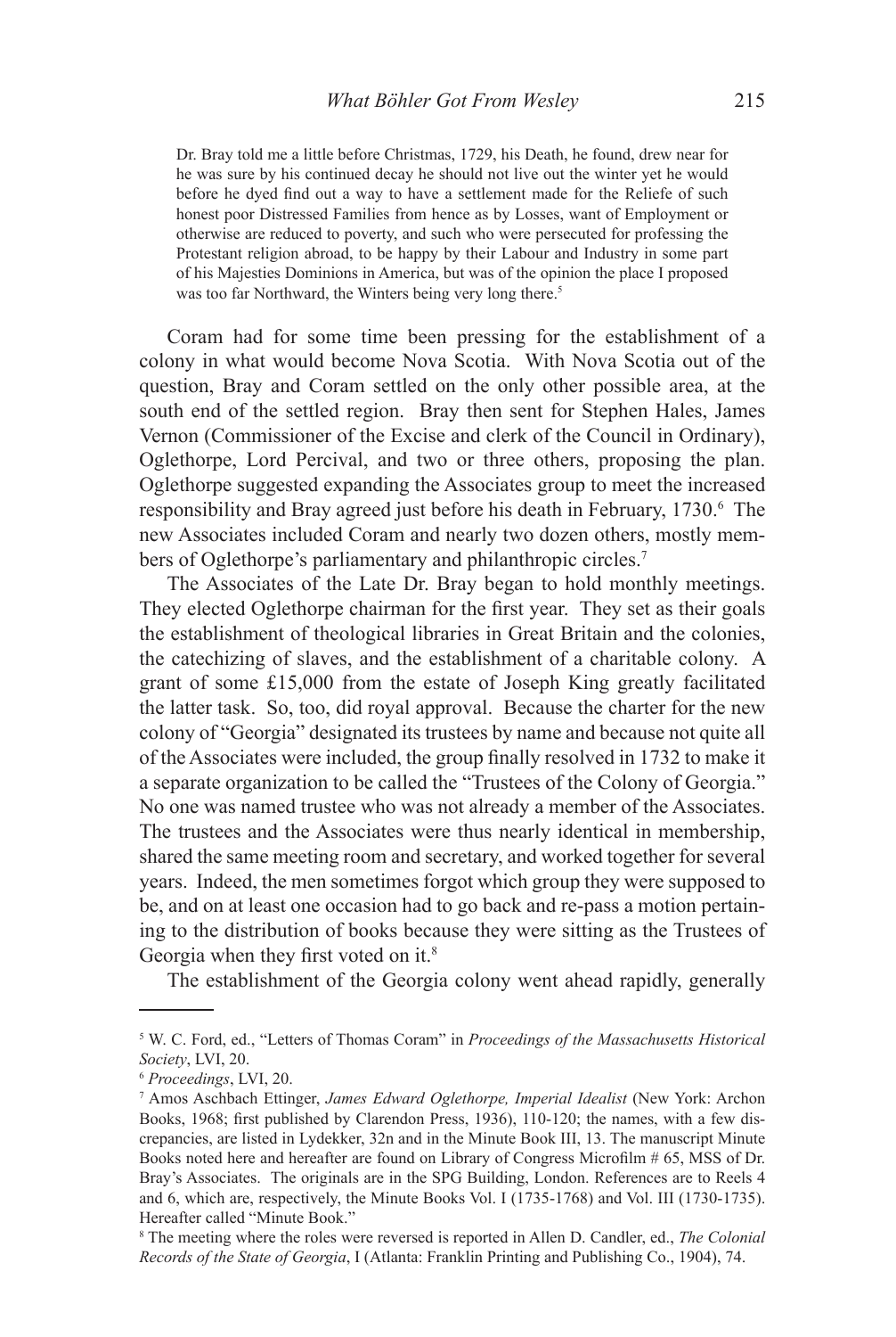> Dr. Bray told me a little before Christmas, 1729, his Death, he found, drew near for he was sure by his continued decay he should not live out the winter yet he would before he dyed find out a way to have a settlement made for the Reliefe of such honest poor Distressed Families from hence as by Losses, want of Employment or otherwise are reduced to poverty, and such who were persecuted for professing the Protestant religion abroad, to be happy by their Labour and Industry in some part of his Majesties Dominions in America, but was of the opinion the place I proposed was too far Northward, the Winters being very long there.[5]

Coram had for some time been pressing for the establishment of a colony in what would become Nova Scotia. With Nova Scotia out of the question, Bray and Coram settled on the only other possible area, at the south end of the settled region. Bray then sent for Stephen Hales, James Vernon (Commissioner of the Excise and clerk of the Council in Ordinary), Oglethorpe, Lord Percival, and two or three others, proposing the plan. Oglethorpe suggested expanding the Associates group to meet the increased responsibility and Bray agreed just before his death in February, 1730.[6] The new Associates included Coram and nearly two dozen others, mostly members of Oglethorpe's parliamentary and philanthropic circles.[7]

The Associates of the Late Dr. Bray began to hold monthly meetings. They elected Oglethorpe chairman for the first year. They set as their goals the establishment of theological libraries in Great Britain and the colonies, the catechizing of slaves, and the establishment of a charitable colony. A grant of some £15,000 from the estate of Joseph King greatly facilitated the latter task. So, too, did royal approval. Because the charter for the new colony of "Georgia" designated its trustees by name and because not quite all of the Associates were included, the group finally resolved in 1732 to make it a separate organization to be called the "Trustees of the Colony of Georgia." No one was named trustee who was not already a member of the Associates. The trustees and the Associates were thus nearly identical in membership, shared the same meeting room and secretary, and worked together for several years. Indeed, the men sometimes forgot which group they were supposed to be, and on at least one occasion had to go back and re-pass a motion pertaining to the distribution of books because they were sitting as the Trustees of Georgia when they first voted on it.[8]

The establishment of the Georgia colony went ahead rapidly, generally

---

[5] W. C. Ford, ed., "Letters of Thomas Coram" in *Proceedings of the Massachusetts Historical Society*, LVI, 20.

[6] *Proceedings*, LVI, 20.

[7] Amos Aschbach Ettinger, *James Edward Oglethorpe, Imperial Idealist* (New York: Archon Books, 1968; first published by Clarendon Press, 1936), 110-120; the names, with a few discrepancies, are listed in Lydekker, 32n and in the Minute Book III, 13. The manuscript Minute Books noted here and hereafter are found on Library of Congress Microfilm # 65, MSS of Dr. Bray's Associates. The originals are in the SPG Building, London. References are to Reels 4 and 6, which are, respectively, the Minute Books Vol. I (1735-1768) and Vol. III (1730-1735). Hereafter called "Minute Book."

[8] The meeting where the roles were reversed is reported in Allen D. Candler, ed., *The Colonial Records of the State of Georgia*, I (Atlanta: Franklin Printing and Publishing Co., 1904), 74.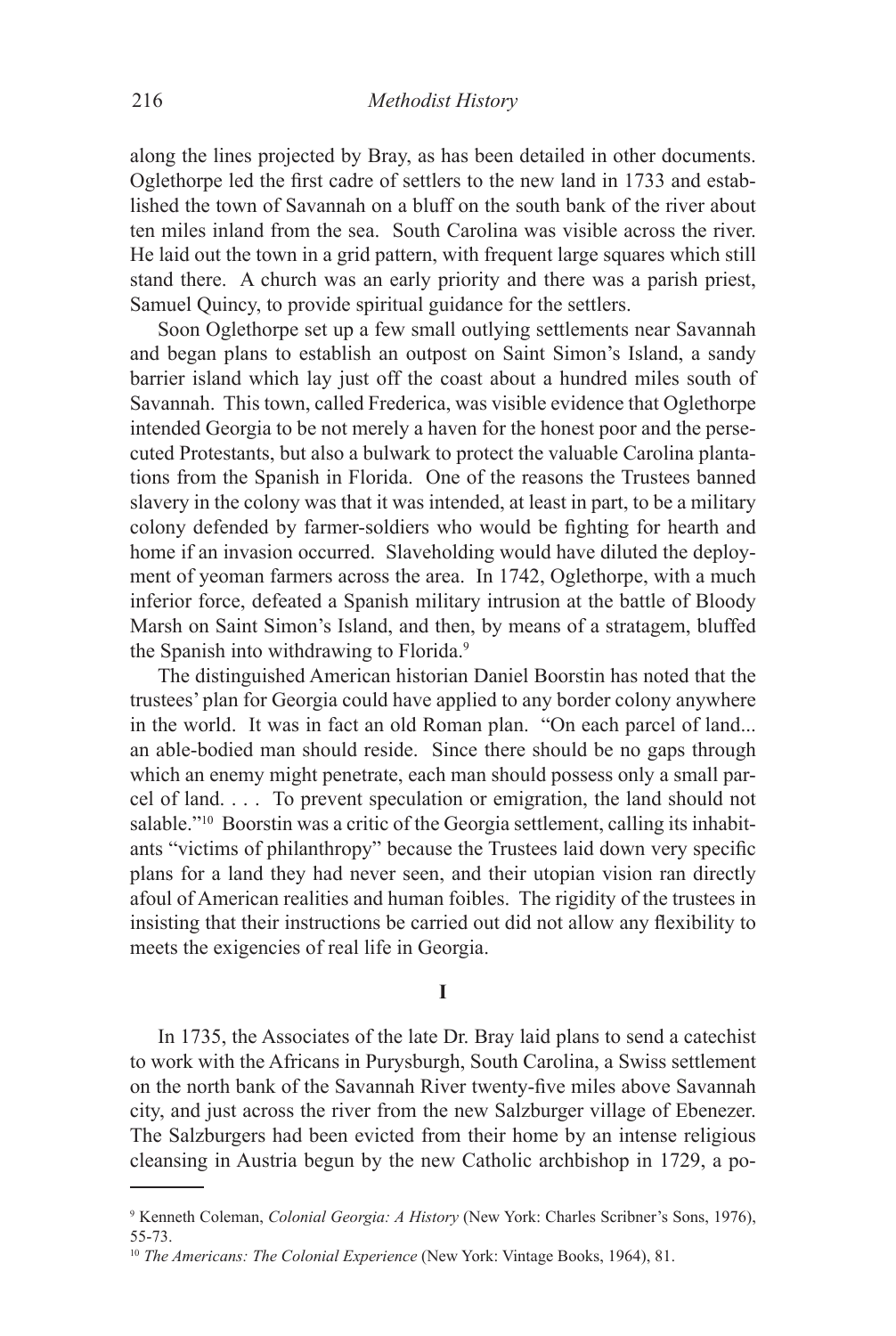along the lines projected by Bray, as has been detailed in other documents. Oglethorpe led the first cadre of settlers to the new land in 1733 and established the town of Savannah on a bluff on the south bank of the river about ten miles inland from the sea. South Carolina was visible across the river. He laid out the town in a grid pattern, with frequent large squares which still stand there. A church was an early priority and there was a parish priest, Samuel Quincy, to provide spiritual guidance for the settlers.

Soon Oglethorpe set up a few small outlying settlements near Savannah and began plans to establish an outpost on Saint Simon's Island, a sandy barrier island which lay just off the coast about a hundred miles south of Savannah. This town, called Frederica, was visible evidence that Oglethorpe intended Georgia to be not merely a haven for the honest poor and the persecuted Protestants, but also a bulwark to protect the valuable Carolina plantations from the Spanish in Florida. One of the reasons the Trustees banned slavery in the colony was that it was intended, at least in part, to be a military colony defended by farmer-soldiers who would be fighting for hearth and home if an invasion occurred. Slaveholding would have diluted the deployment of yeoman farmers across the area. In 1742, Oglethorpe, with a much inferior force, defeated a Spanish military intrusion at the battle of Bloody Marsh on Saint Simon's Island, and then, by means of a stratagem, bluffed the Spanish into withdrawing to Florida.[9]

The distinguished American historian Daniel Boorstin has noted that the trustees' plan for Georgia could have applied to any border colony anywhere in the world. It was in fact an old Roman plan. "On each parcel of land... an able-bodied man should reside. Since there should be no gaps through which an enemy might penetrate, each man should possess only a small parcel of land. . . . To prevent speculation or emigration, the land should not salable."[10] Boorstin was a critic of the Georgia settlement, calling its inhabitants "victims of philanthropy" because the Trustees laid down very specific plans for a land they had never seen, and their utopian vision ran directly afoul of American realities and human foibles. The rigidity of the trustees in insisting that their instructions be carried out did not allow any flexibility to meets the exigencies of real life in Georgia.

## I

In 1735, the Associates of the late Dr. Bray laid plans to send a catechist to work with the Africans in Purysburgh, South Carolina, a Swiss settlement on the north bank of the Savannah River twenty-five miles above Savannah city, and just across the river from the new Salzburger village of Ebenezer. The Salzburgers had been evicted from their home by an intense religious cleansing in Austria begun by the new Catholic archbishop in 1729, a po-

---

[9] Kenneth Coleman, *Colonial Georgia: A History* (New York: Charles Scribner's Sons, 1976), 55-73.

[10] *The Americans: The Colonial Experience* (New York: Vintage Books, 1964), 81.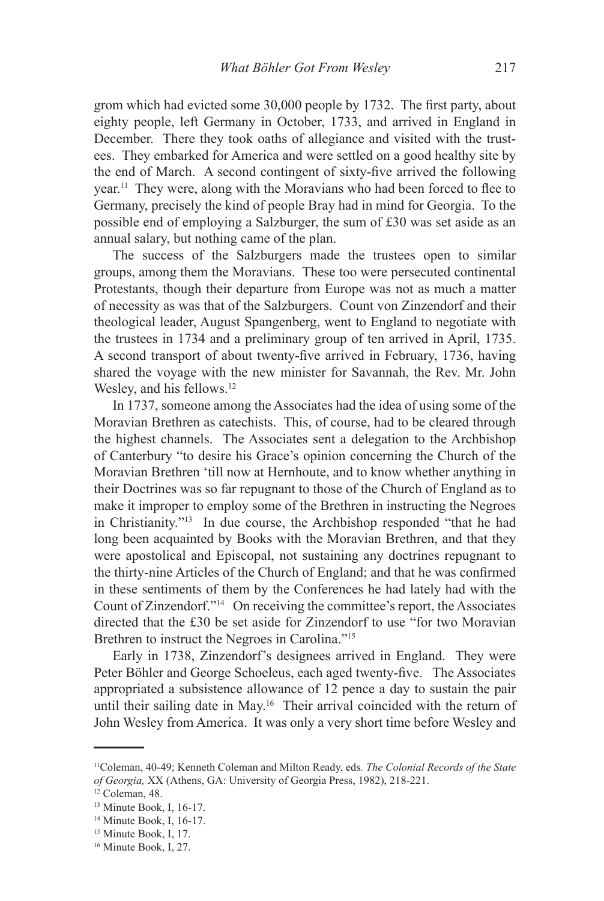grom which had evicted some 30,000 people by 1732. The first party, about eighty people, left Germany in October, 1733, and arrived in England in December. There they took oaths of allegiance and visited with the trustees. They embarked for America and were settled on a good healthy site by the end of March. A second contingent of sixty-five arrived the following year.[11] They were, along with the Moravians who had been forced to flee to Germany, precisely the kind of people Bray had in mind for Georgia. To the possible end of employing a Salzburger, the sum of £30 was set aside as an annual salary, but nothing came of the plan.

The success of the Salzburgers made the trustees open to similar groups, among them the Moravians. These too were persecuted continental Protestants, though their departure from Europe was not as much a matter of necessity as was that of the Salzburgers. Count von Zinzendorf and their theological leader, August Spangenberg, went to England to negotiate with the trustees in 1734 and a preliminary group of ten arrived in April, 1735. A second transport of about twenty-five arrived in February, 1736, having shared the voyage with the new minister for Savannah, the Rev. Mr. John Wesley, and his fellows.[12]

In 1737, someone among the Associates had the idea of using some of the Moravian Brethren as catechists. This, of course, had to be cleared through the highest channels. The Associates sent a delegation to the Archbishop of Canterbury "to desire his Grace's opinion concerning the Church of the Moravian Brethren 'till now at Hernhoute, and to know whether anything in their Doctrines was so far repugnant to those of the Church of England as to make it improper to employ some of the Brethren in instructing the Negroes in Christianity."[13] In due course, the Archbishop responded "that he had long been acquainted by Books with the Moravian Brethren, and that they were apostolical and Episcopal, not sustaining any doctrines repugnant to the thirty-nine Articles of the Church of England; and that he was confirmed in these sentiments of them by the Conferences he had lately had with the Count of Zinzendorf."[14] On receiving the committee's report, the Associates directed that the £30 be set aside for Zinzendorf to use "for two Moravian Brethren to instruct the Negroes in Carolina."[15]

Early in 1738, Zinzendorf's designees arrived in England. They were Peter Böhler and George Schoeleus, each aged twenty-five. The Associates appropriated a subsistence allowance of 12 pence a day to sustain the pair until their sailing date in May.[16] Their arrival coincided with the return of John Wesley from America. It was only a very short time before Wesley and

---

[11] Coleman, 40-49; Kenneth Coleman and Milton Ready, eds. *The Colonial Records of the State of Georgia,* XX (Athens, GA: University of Georgia Press, 1982), 218-221.

[12] Coleman, 48.

[13] Minute Book, I, 16-17.

[14] Minute Book, I, 16-17.

[15] Minute Book, I, 17.

[16] Minute Book, I, 27.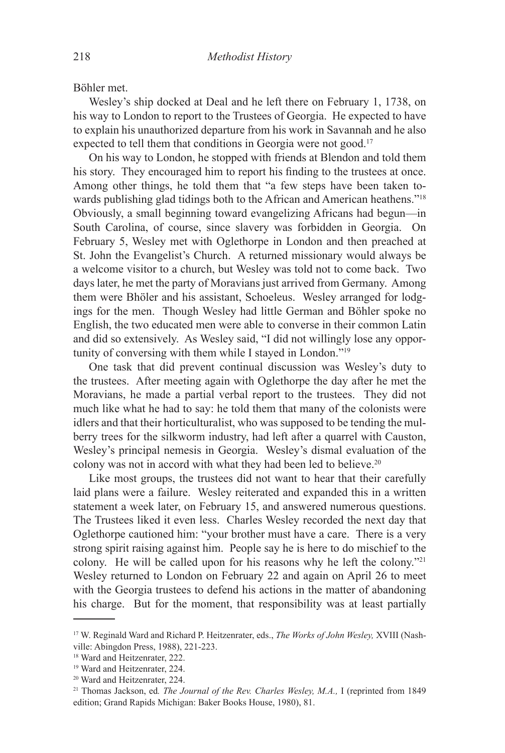Böhler met.

Wesley's ship docked at Deal and he left there on February 1, 1738, on his way to London to report to the Trustees of Georgia. He expected to have to explain his unauthorized departure from his work in Savannah and he also expected to tell them that conditions in Georgia were not good.[17]

On his way to London, he stopped with friends at Blendon and told them his story. They encouraged him to report his finding to the trustees at once. Among other things, he told them that "a few steps have been taken towards publishing glad tidings both to the African and American heathens."[18] Obviously, a small beginning toward evangelizing Africans had begun—in South Carolina, of course, since slavery was forbidden in Georgia. On February 5, Wesley met with Oglethorpe in London and then preached at St. John the Evangelist's Church. A returned missionary would always be a welcome visitor to a church, but Wesley was told not to come back. Two days later, he met the party of Moravians just arrived from Germany. Among them were Bhöler and his assistant, Schoeleus. Wesley arranged for lodgings for the men. Though Wesley had little German and Böhler spoke no English, the two educated men were able to converse in their common Latin and did so extensively. As Wesley said, "I did not willingly lose any opportunity of conversing with them while I stayed in London."[19]

One task that did prevent continual discussion was Wesley's duty to the trustees. After meeting again with Oglethorpe the day after he met the Moravians, he made a partial verbal report to the trustees. They did not much like what he had to say: he told them that many of the colonists were idlers and that their horticulturalist, who was supposed to be tending the mulberry trees for the silkworm industry, had left after a quarrel with Causton, Wesley's principal nemesis in Georgia. Wesley's dismal evaluation of the colony was not in accord with what they had been led to believe.[20]

Like most groups, the trustees did not want to hear that their carefully laid plans were a failure. Wesley reiterated and expanded this in a written statement a week later, on February 15, and answered numerous questions. The Trustees liked it even less. Charles Wesley recorded the next day that Oglethorpe cautioned him: "your brother must have a care. There is a very strong spirit raising against him. People say he is here to do mischief to the colony. He will be called upon for his reasons why he left the colony."[21] Wesley returned to London on February 22 and again on April 26 to meet with the Georgia trustees to defend his actions in the matter of abandoning his charge. But for the moment, that responsibility was at least partially

---

[17] W. Reginald Ward and Richard P. Heitzenrater, eds., *The Works of John Wesley,* XVIII (Nashville: Abingdon Press, 1988), 221-223.

[18] Ward and Heitzenrater, 222.

[19] Ward and Heitzenrater, 224.

[20] Ward and Heitzenrater, 224.

[21] Thomas Jackson, ed*. The Journal of the Rev. Charles Wesley, M.A.,* I (reprinted from 1849 edition; Grand Rapids Michigan: Baker Books House, 1980), 81.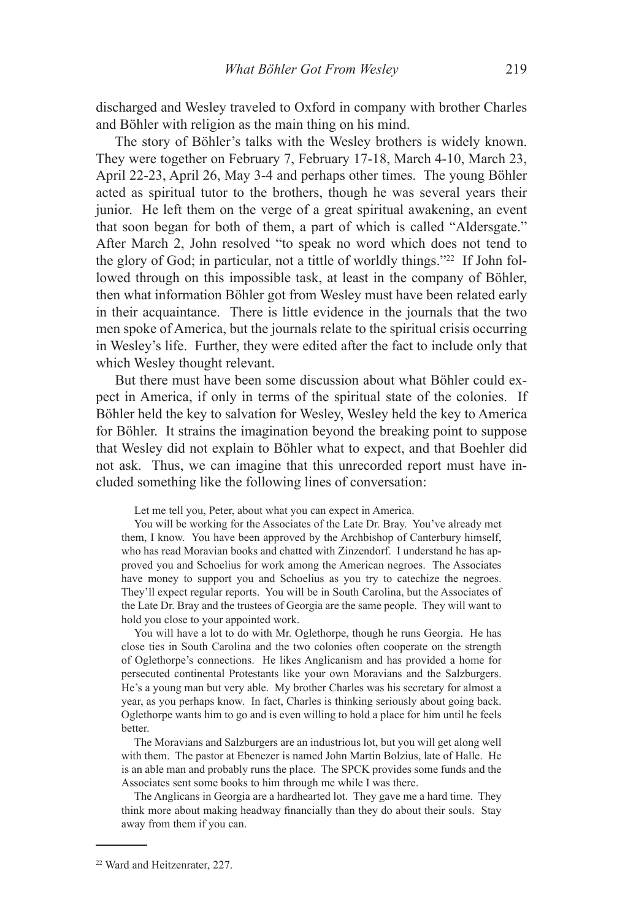discharged and Wesley traveled to Oxford in company with brother Charles and Böhler with religion as the main thing on his mind.

The story of Böhler's talks with the Wesley brothers is widely known. They were together on February 7, February 17-18, March 4-10, March 23, April 22-23, April 26, May 3-4 and perhaps other times. The young Böhler acted as spiritual tutor to the brothers, though he was several years their junior. He left them on the verge of a great spiritual awakening, an event that soon began for both of them, a part of which is called "Aldersgate." After March 2, John resolved "to speak no word which does not tend to the glory of God; in particular, not a tittle of worldly things."[22] If John followed through on this impossible task, at least in the company of Böhler, then what information Böhler got from Wesley must have been related early in their acquaintance. There is little evidence in the journals that the two men spoke of America, but the journals relate to the spiritual crisis occurring in Wesley's life. Further, they were edited after the fact to include only that which Wesley thought relevant.

But there must have been some discussion about what Böhler could expect in America, if only in terms of the spiritual state of the colonies. If Böhler held the key to salvation for Wesley, Wesley held the key to America for Böhler. It strains the imagination beyond the breaking point to suppose that Wesley did not explain to Böhler what to expect, and that Boehler did not ask. Thus, we can imagine that this unrecorded report must have included something like the following lines of conversation:

> Let me tell you, Peter, about what you can expect in America.
>
> You will be working for the Associates of the Late Dr. Bray. You've already met them, I know. You have been approved by the Archbishop of Canterbury himself, who has read Moravian books and chatted with Zinzendorf. I understand he has approved you and Schoelius for work among the American negroes. The Associates have money to support you and Schoelius as you try to catechize the negroes. They'll expect regular reports. You will be in South Carolina, but the Associates of the Late Dr. Bray and the trustees of Georgia are the same people. They will want to hold you close to your appointed work.
>
> You will have a lot to do with Mr. Oglethorpe, though he runs Georgia. He has close ties in South Carolina and the two colonies often cooperate on the strength of Oglethorpe's connections. He likes Anglicanism and has provided a home for persecuted continental Protestants like your own Moravians and the Salzburgers. He's a young man but very able. My brother Charles was his secretary for almost a year, as you perhaps know. In fact, Charles is thinking seriously about going back. Oglethorpe wants him to go and is even willing to hold a place for him until he feels better.
>
> The Moravians and Salzburgers are an industrious lot, but you will get along well with them. The pastor at Ebenezer is named John Martin Bolzius, late of Halle. He is an able man and probably runs the place. The SPCK provides some funds and the Associates sent some books to him through me while I was there.
>
> The Anglicans in Georgia are a hardhearted lot. They gave me a hard time. They think more about making headway financially than they do about their souls. Stay away from them if you can.

---

[22] Ward and Heitzenrater, 227.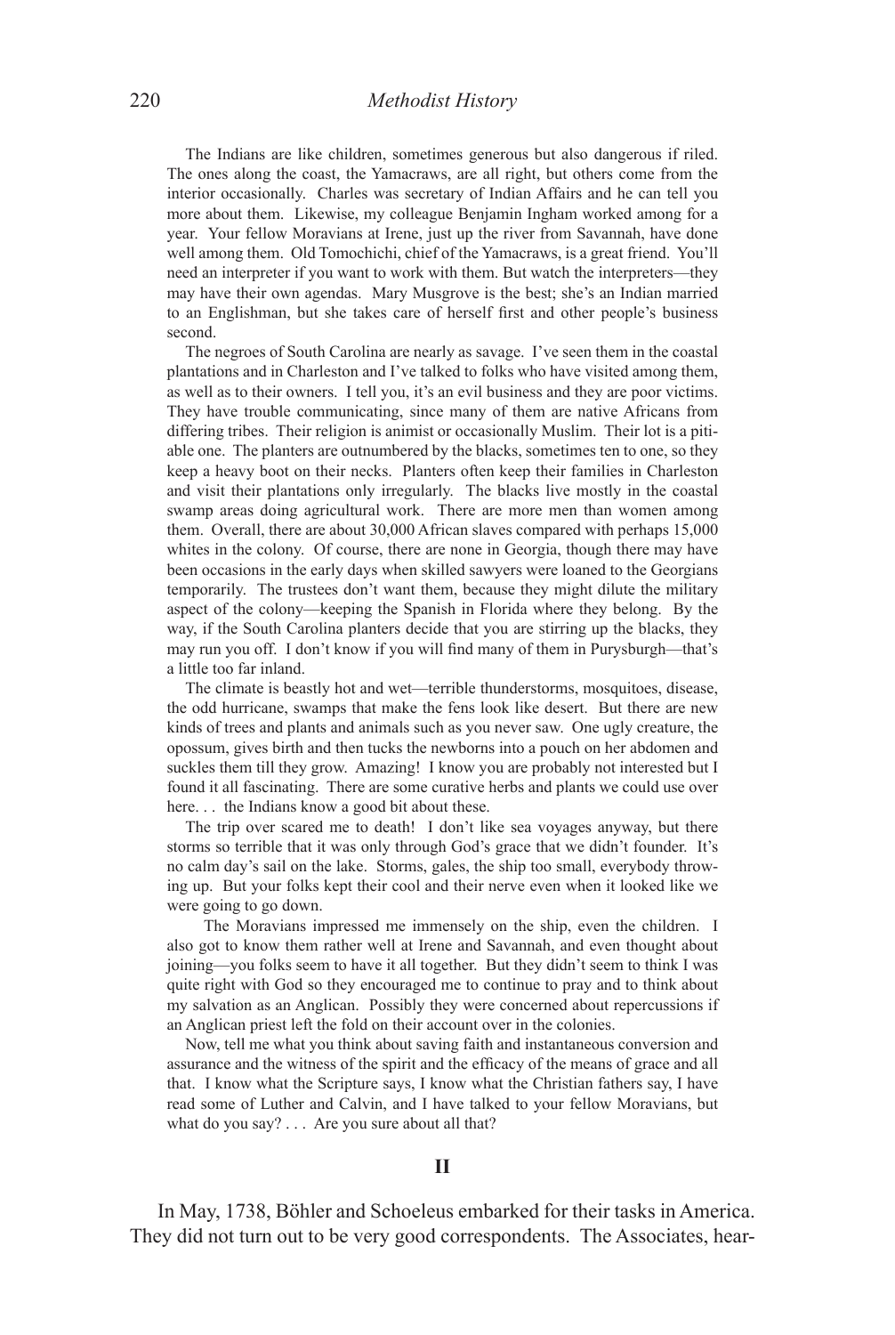The Indians are like children, sometimes generous but also dangerous if riled. The ones along the coast, the Yamacraws, are all right, but others come from the interior occasionally. Charles was secretary of Indian Affairs and he can tell you more about them. Likewise, my colleague Benjamin Ingham worked among for a year. Your fellow Moravians at Irene, just up the river from Savannah, have done well among them. Old Tomochichi, chief of the Yamacraws, is a great friend. You'll need an interpreter if you want to work with them. But watch the interpreters—they may have their own agendas. Mary Musgrove is the best; she's an Indian married to an Englishman, but she takes care of herself first and other people's business second.

The negroes of South Carolina are nearly as savage. I've seen them in the coastal plantations and in Charleston and I've talked to folks who have visited among them, as well as to their owners. I tell you, it's an evil business and they are poor victims. They have trouble communicating, since many of them are native Africans from differing tribes. Their religion is animist or occasionally Muslim. Their lot is a pitiable one. The planters are outnumbered by the blacks, sometimes ten to one, so they keep a heavy boot on their necks. Planters often keep their families in Charleston and visit their plantations only irregularly. The blacks live mostly in the coastal swamp areas doing agricultural work. There are more men than women among them. Overall, there are about 30,000 African slaves compared with perhaps 15,000 whites in the colony. Of course, there are none in Georgia, though there may have been occasions in the early days when skilled sawyers were loaned to the Georgians temporarily. The trustees don't want them, because they might dilute the military aspect of the colony—keeping the Spanish in Florida where they belong. By the way, if the South Carolina planters decide that you are stirring up the blacks, they may run you off. I don't know if you will find many of them in Purysburgh—that's a little too far inland.

The climate is beastly hot and wet—terrible thunderstorms, mosquitoes, disease, the odd hurricane, swamps that make the fens look like desert. But there are new kinds of trees and plants and animals such as you never saw. One ugly creature, the opossum, gives birth and then tucks the newborns into a pouch on her abdomen and suckles them till they grow. Amazing! I know you are probably not interested but I found it all fascinating. There are some curative herbs and plants we could use over here. . . the Indians know a good bit about these.

The trip over scared me to death! I don't like sea voyages anyway, but there storms so terrible that it was only through God's grace that we didn't founder. It's no calm day's sail on the lake. Storms, gales, the ship too small, everybody throwing up. But your folks kept their cool and their nerve even when it looked like we were going to go down.

The Moravians impressed me immensely on the ship, even the children. I also got to know them rather well at Irene and Savannah, and even thought about joining—you folks seem to have it all together. But they didn't seem to think I was quite right with God so they encouraged me to continue to pray and to think about my salvation as an Anglican. Possibly they were concerned about repercussions if an Anglican priest left the fold on their account over in the colonies.

Now, tell me what you think about saving faith and instantaneous conversion and assurance and the witness of the spirit and the efficacy of the means of grace and all that. I know what the Scripture says, I know what the Christian fathers say, I have read some of Luther and Calvin, and I have talked to your fellow Moravians, but what do you say? . . . Are you sure about all that?

## II

In May, 1738, Böhler and Schoeleus embarked for their tasks in America. They did not turn out to be very good correspondents. The Associates, hear-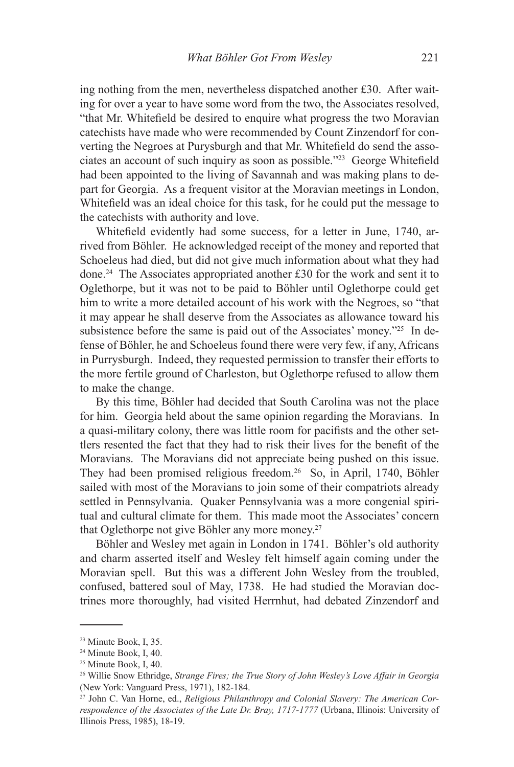ing nothing from the men, nevertheless dispatched another £30. After waiting for over a year to have some word from the two, the Associates resolved, "that Mr. Whitefield be desired to enquire what progress the two Moravian catechists have made who were recommended by Count Zinzendorf for converting the Negroes at Purysburgh and that Mr. Whitefield do send the associates an account of such inquiry as soon as possible."[23] George Whitefield had been appointed to the living of Savannah and was making plans to depart for Georgia. As a frequent visitor at the Moravian meetings in London, Whitefield was an ideal choice for this task, for he could put the message to the catechists with authority and love.

Whitefield evidently had some success, for a letter in June, 1740, arrived from Böhler. He acknowledged receipt of the money and reported that Schoeleus had died, but did not give much information about what they had done.[24] The Associates appropriated another £30 for the work and sent it to Oglethorpe, but it was not to be paid to Böhler until Oglethorpe could get him to write a more detailed account of his work with the Negroes, so "that it may appear he shall deserve from the Associates as allowance toward his subsistence before the same is paid out of the Associates' money."[25] In defense of Böhler, he and Schoeleus found there were very few, if any, Africans in Purrysburgh. Indeed, they requested permission to transfer their efforts to the more fertile ground of Charleston, but Oglethorpe refused to allow them to make the change.

By this time, Böhler had decided that South Carolina was not the place for him. Georgia held about the same opinion regarding the Moravians. In a quasi-military colony, there was little room for pacifists and the other settlers resented the fact that they had to risk their lives for the benefit of the Moravians. The Moravians did not appreciate being pushed on this issue. They had been promised religious freedom.[26] So, in April, 1740, Böhler sailed with most of the Moravians to join some of their compatriots already settled in Pennsylvania. Quaker Pennsylvania was a more congenial spiritual and cultural climate for them. This made moot the Associates' concern that Oglethorpe not give Böhler any more money.[27]

Böhler and Wesley met again in London in 1741. Böhler's old authority and charm asserted itself and Wesley felt himself again coming under the Moravian spell. But this was a different John Wesley from the troubled, confused, battered soul of May, 1738. He had studied the Moravian doctrines more thoroughly, had visited Herrnhut, had debated Zinzendorf and

---

[23] Minute Book, I, 35.

[24] Minute Book, I, 40.

[25] Minute Book, I, 40.

[26] Willie Snow Ethridge, *Strange Fires; the True Story of John Wesley's Love Affair in Georgia* (New York: Vanguard Press, 1971), 182-184.

[27] John C. Van Horne, ed., *Religious Philanthropy and Colonial Slavery: The American Correspondence of the Associates of the Late Dr. Bray, 1717-1777* (Urbana, Illinois: University of Illinois Press, 1985), 18-19.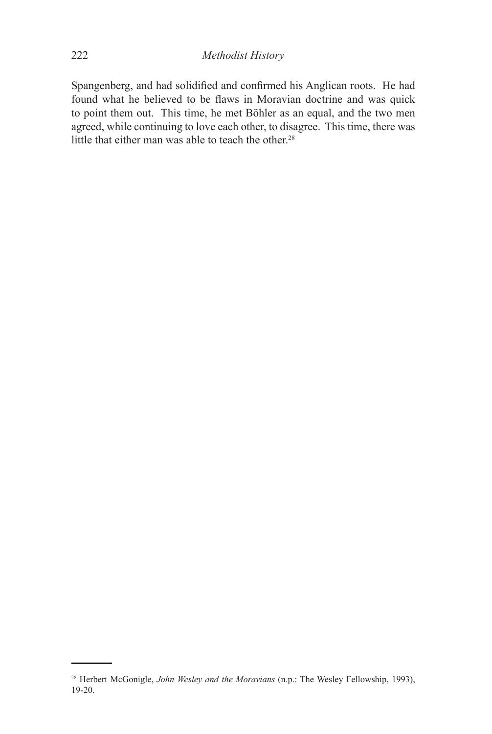Spangenberg, and had solidified and confirmed his Anglican roots. He had found what he believed to be flaws in Moravian doctrine and was quick to point them out. This time, he met Böhler as an equal, and the two men agreed, while continuing to love each other, to disagree. This time, there was little that either man was able to teach the other.[28]

---

[28] Herbert McGonigle, *John Wesley and the Moravians* (n.p.: The Wesley Fellowship, 1993), 19-20.